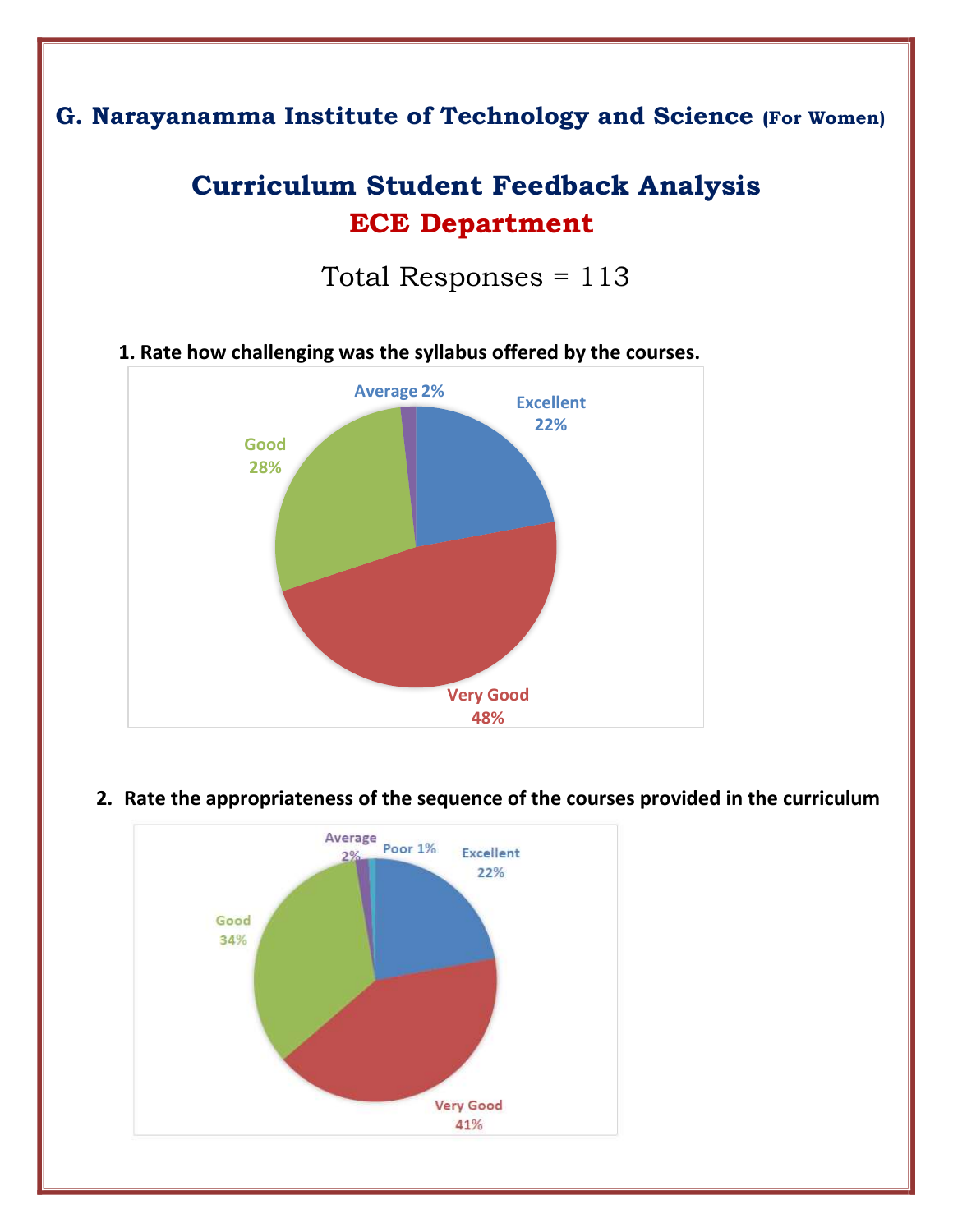**G. Narayanamma Institute of Technology and Science (For Women)**

# Curriculum Student Feedback Analysis

## ECE Department

Total Responses = 113

**1. Rate how challenging was the syllabus offered by the courses.**

Average 2%
Excellent 22%
Good 28%
Very Good 48%

**2. Rate the appropriateness of the sequence of the courses provided in the curriculum**

Average 2%
Poor 1%
Excellent 22%
Good 34%
Very Good 41%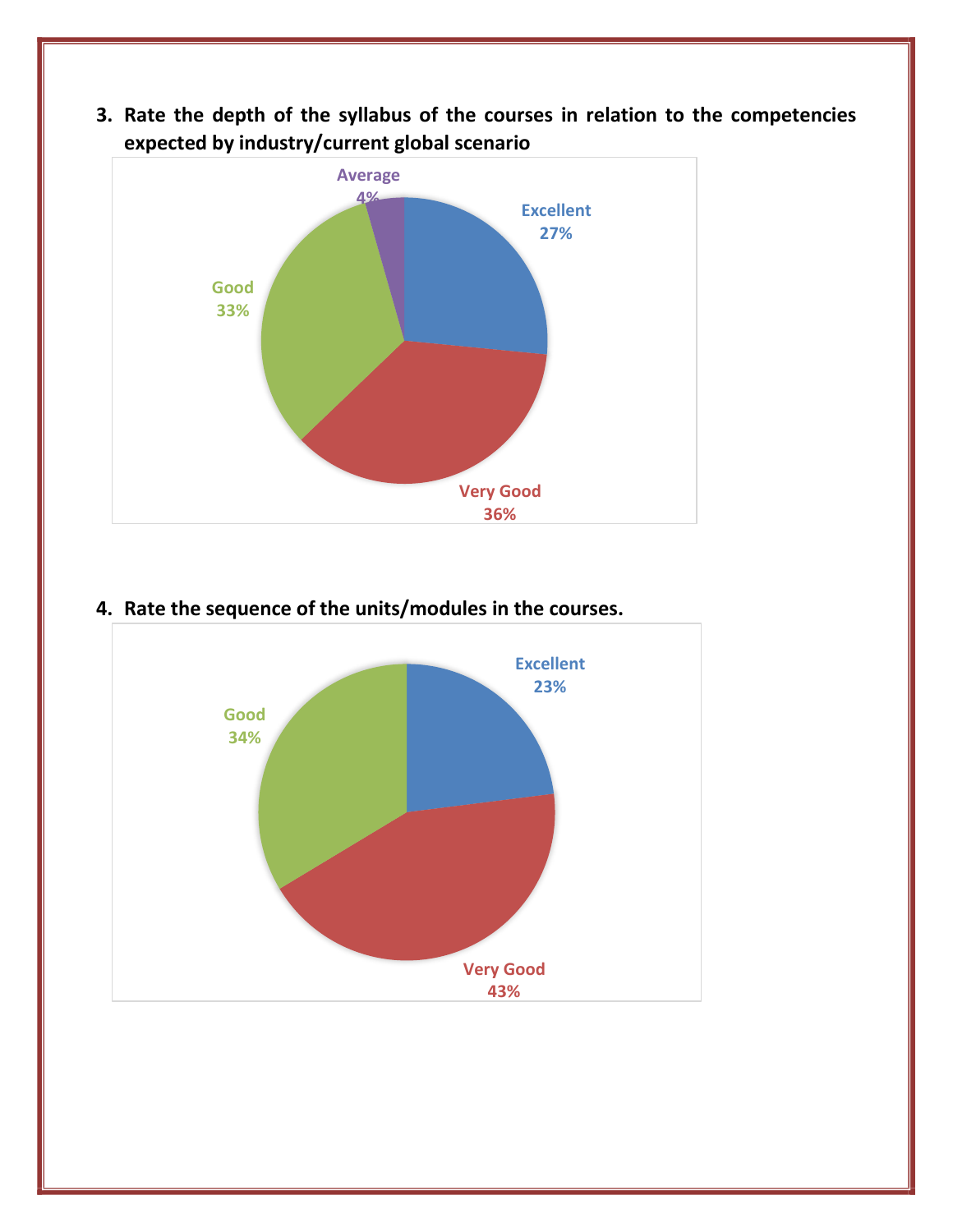3. **Rate the depth of the syllabus of the courses in relation to the competencies expected by industry/current global scenario**

Average 4%

Excellent 27%

Good 33%

Very Good 36%

4. **Rate the sequence of the units/modules in the courses.**

Excellent 23%

Good 34%

Very Good 43%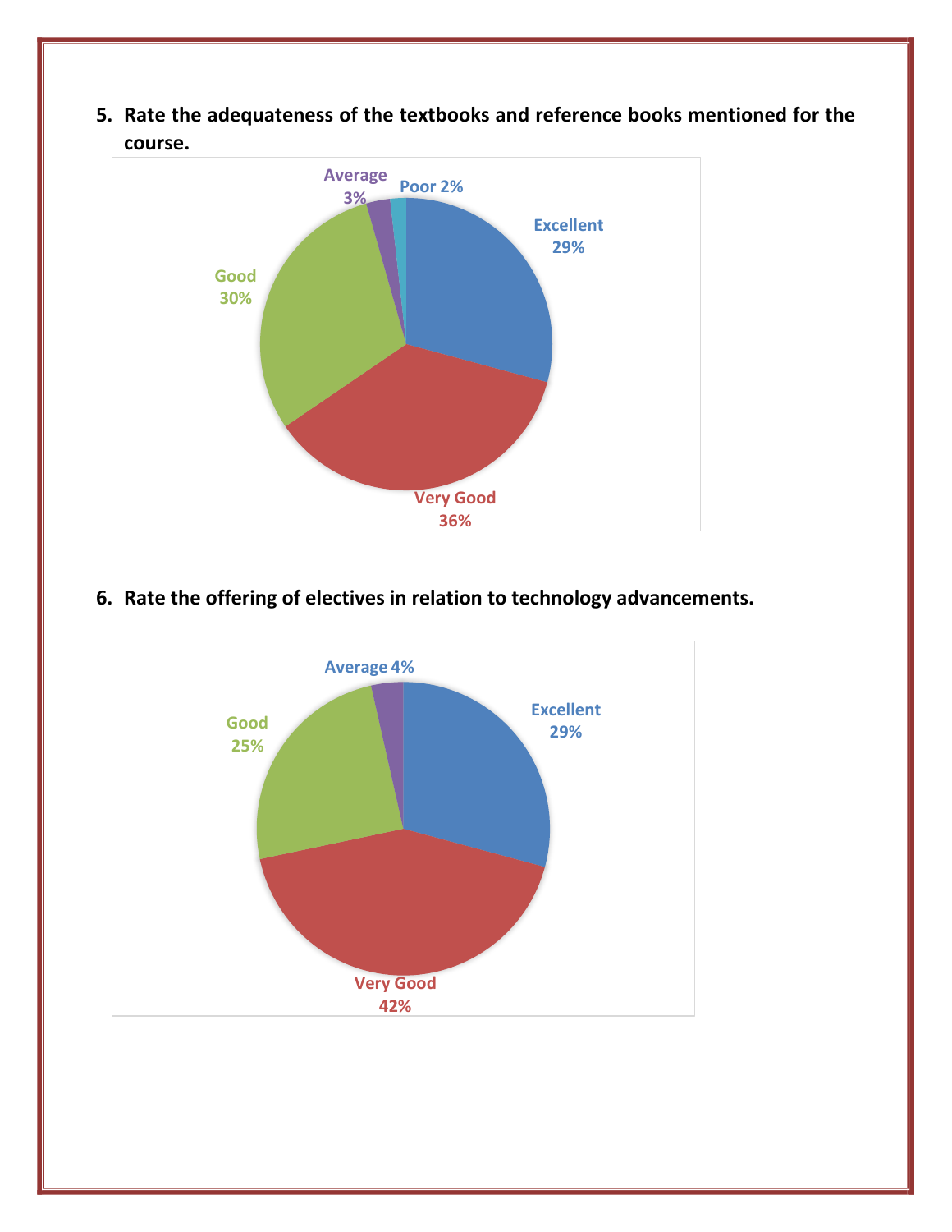5. **Rate the adequateness of the textbooks and reference books mentioned for the course.**

| Rating | Percentage |
| --- | --- |
| Excellent | 29% |
| Very Good | 36% |
| Good | 30% |
| Average | 3% |
| Poor | 2% |

6. **Rate the offering of electives in relation to technology advancements.**

| Rating | Percentage |
| --- | --- |
| Excellent | 29% |
| Very Good | 42% |
| Good | 25% |
| Average | 4% |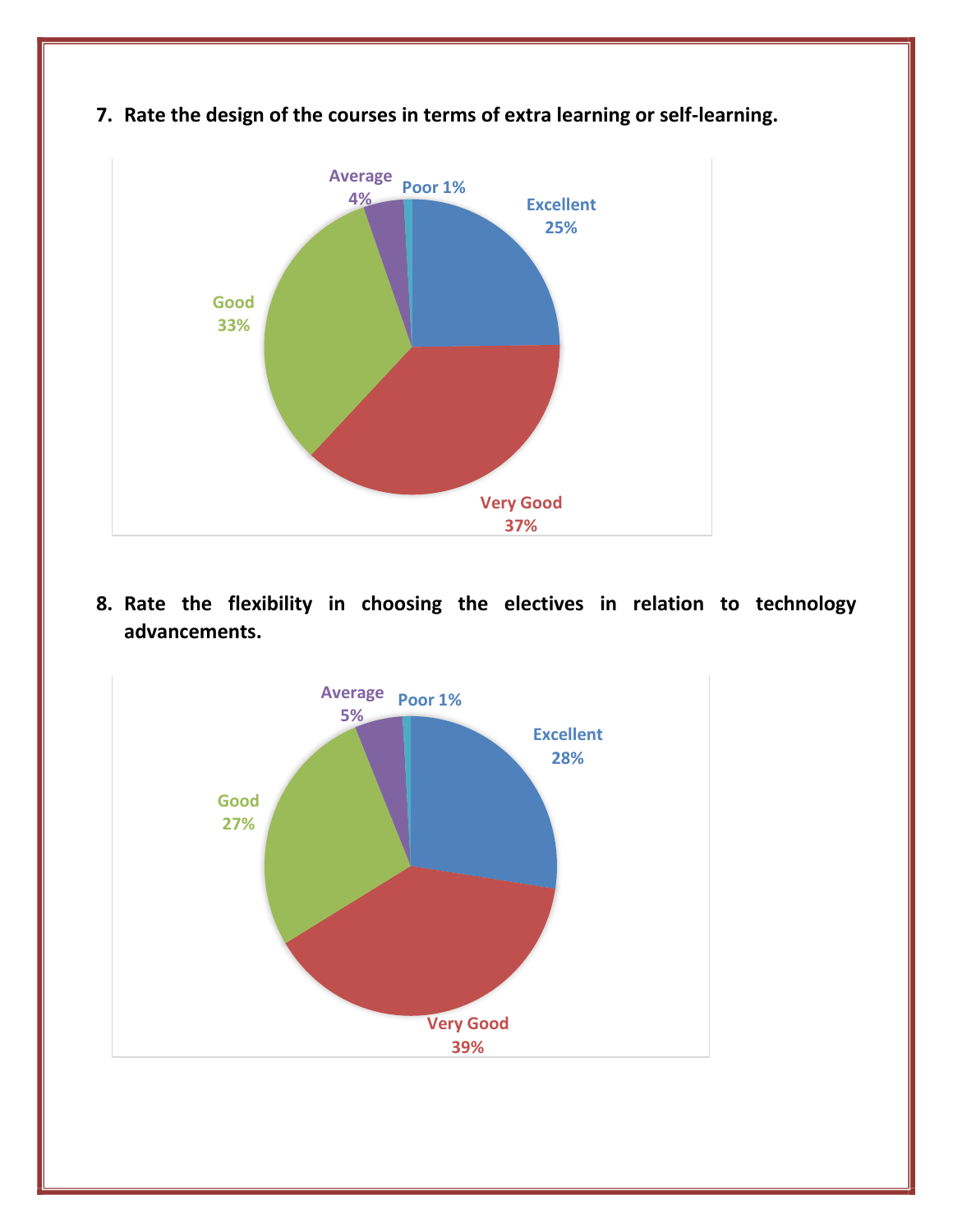7. **Rate the design of the courses in terms of extra learning or self-learning.**

Average 4%
Poor 1%
Excellent 25%
Good 33%
Very Good 37%

8. **Rate the flexibility in choosing the electives in relation to technology advancements.**

Average 5%
Poor 1%
Excellent 28%
Good 27%
Very Good 39%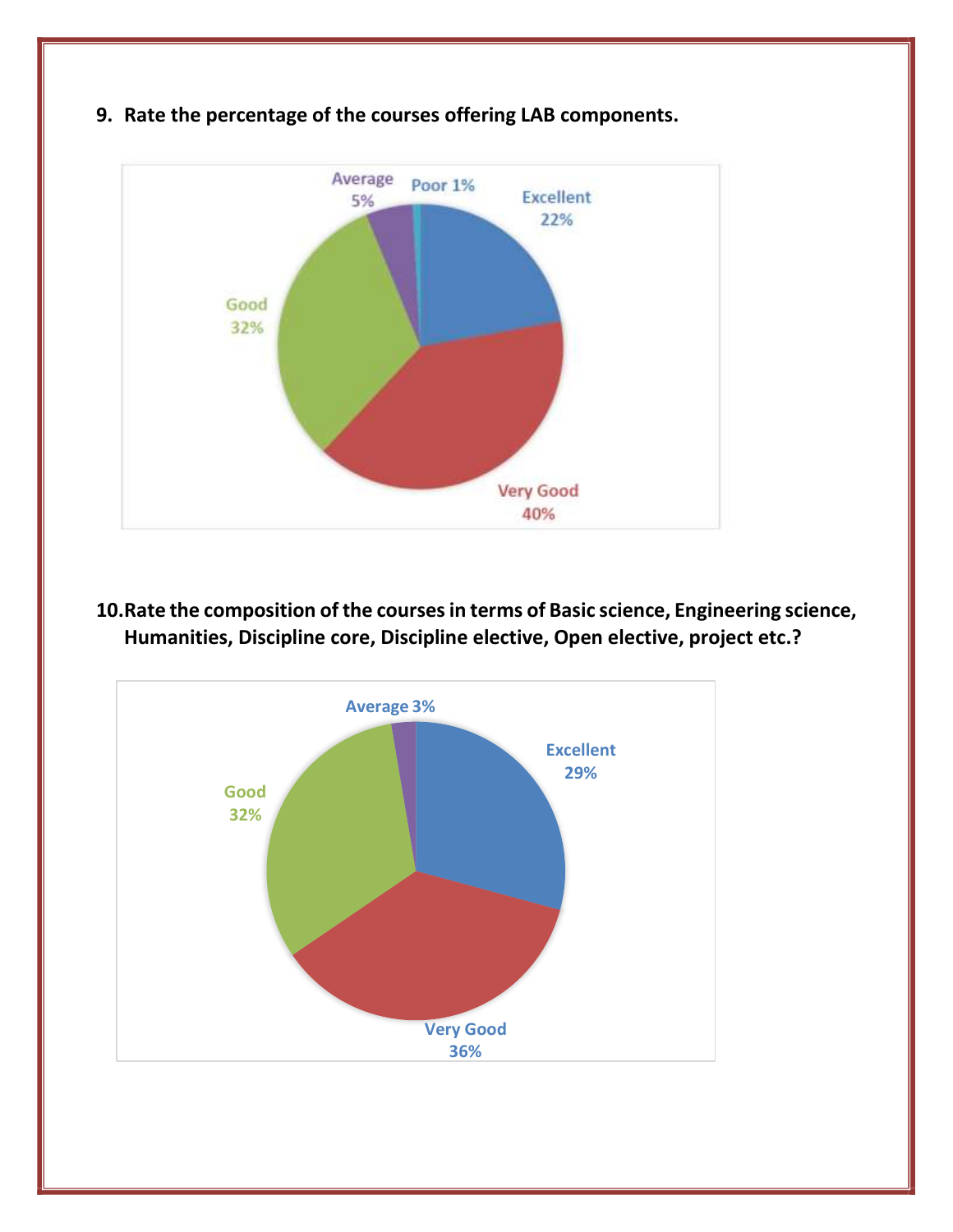9. **Rate the percentage of the courses offering LAB components.**

| Rating | Percentage |
|---|---|
| Excellent | 22% |
| Very Good | 40% |
| Good | 32% |
| Average | 5% |
| Poor | 1% |

10. **Rate the composition of the courses in terms of Basic science, Engineering science, Humanities, Discipline core, Discipline elective, Open elective, project etc.?**

| Rating | Percentage |
|---|---|
| Excellent | 29% |
| Very Good | 36% |
| Good | 32% |
| Average | 3% |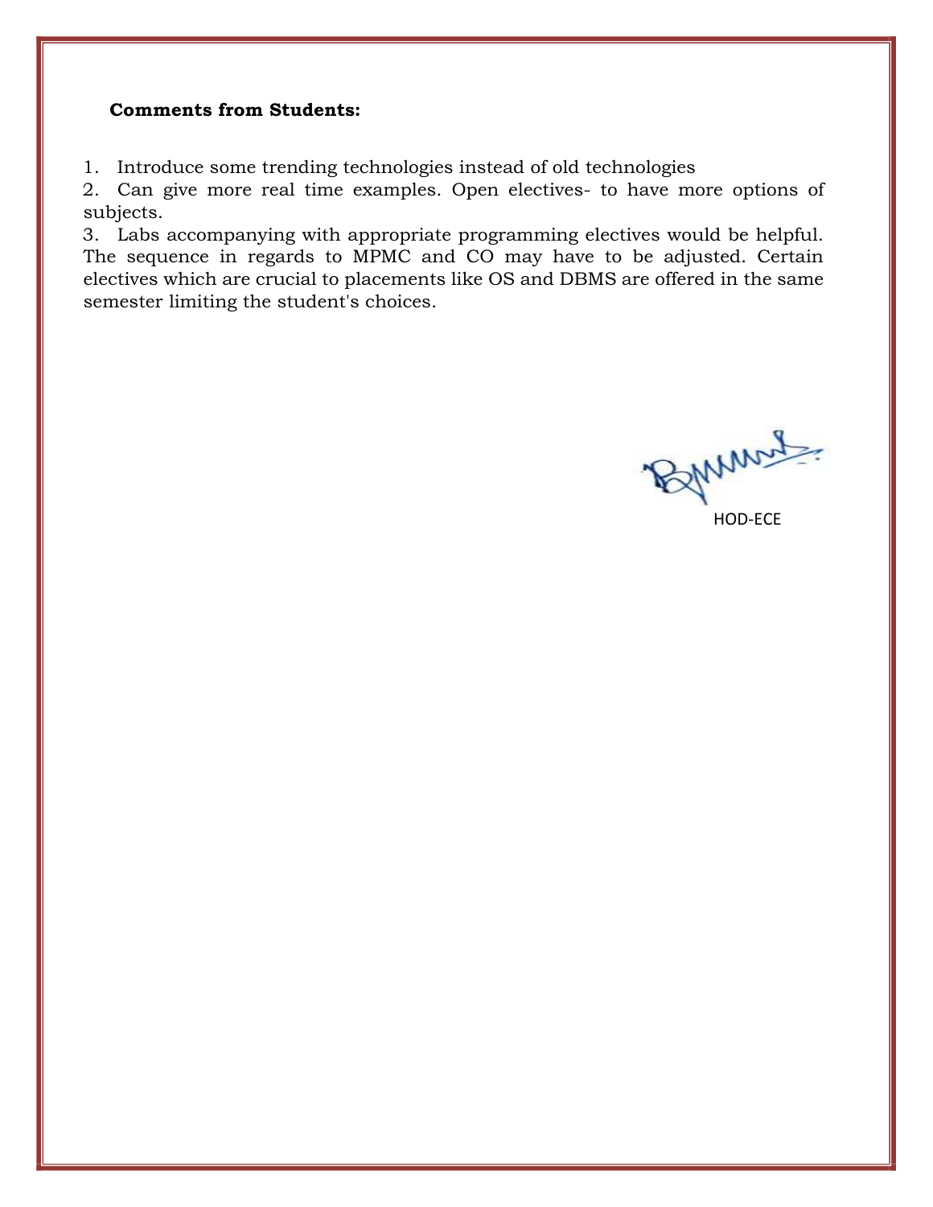**Comments from Students:**

1. Introduce some trending technologies instead of old technologies
2. Can give more real time examples. Open electives- to have more options of subjects.
3. Labs accompanying with appropriate programming electives would be helpful. The sequence in regards to MPMC and CO may have to be adjusted. Certain electives which are crucial to placements like OS and DBMS are offered in the same semester limiting the student's choices.

HOD-ECE